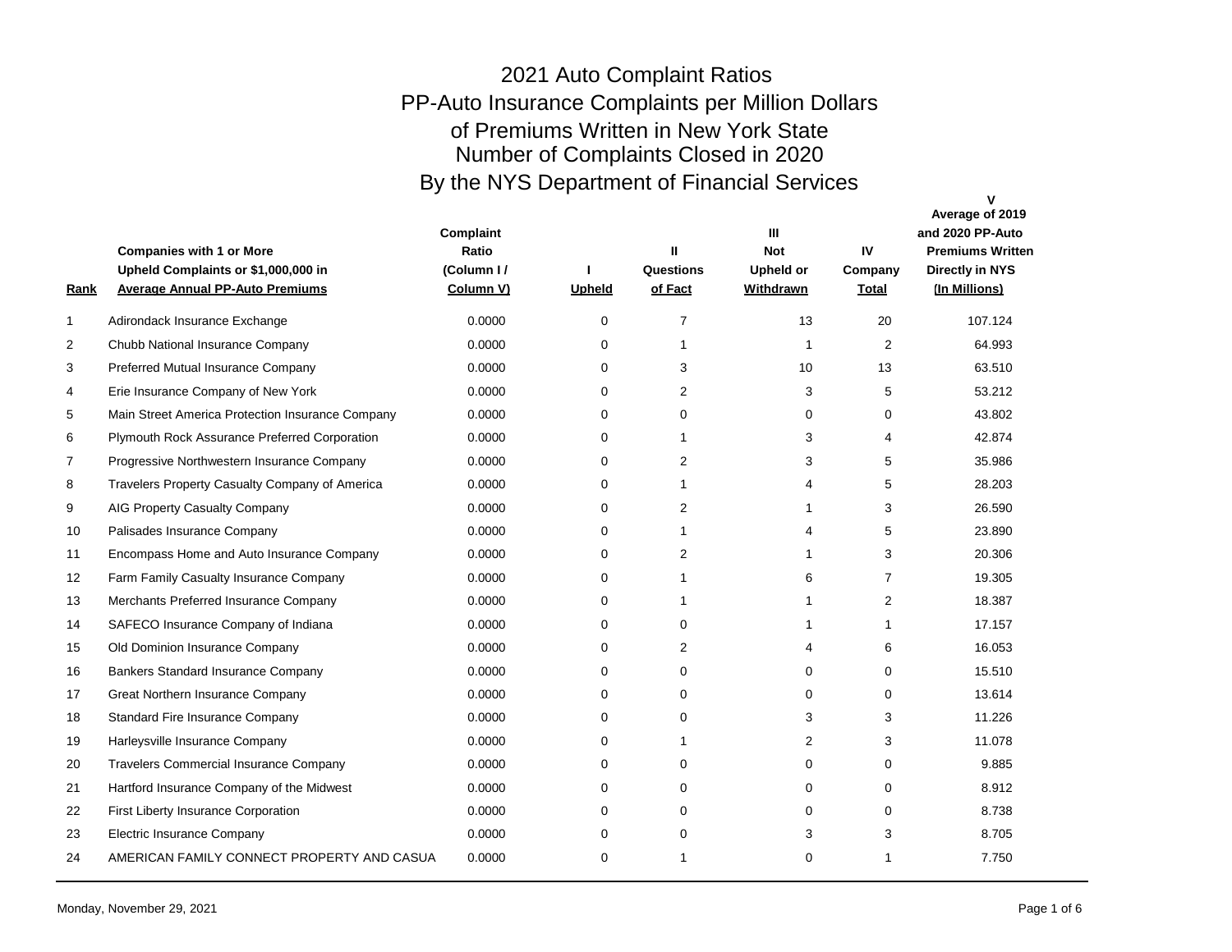# 2021 Auto Complaint Ratios

## PP-Auto Insurance Complaints per Million Dollars of Premiums Written in New York State

## Number of Complaints Closed in 2020 By the NYS Department of Financial Services

| Rank | Companies with 1 or More Upheld Complaints or $1,000,000 in Average Annual PP-Auto Premiums | Complaint Ratio (Column I / Column V) | I Upheld | II Questions of Fact | III Not Upheld or Withdrawn | IV Company Total | V Average of 2019 and 2020 PP-Auto Premiums Written Directly in NYS (In Millions) |
|---|---|---|---|---|---|---|---|
| 1 | Adirondack Insurance Exchange | 0.0000 | 0 | 7 | 13 | 20 | 107.124 |
| 2 | Chubb National Insurance Company | 0.0000 | 0 | 1 | 1 | 2 | 64.993 |
| 3 | Preferred Mutual Insurance Company | 0.0000 | 0 | 3 | 10 | 13 | 63.510 |
| 4 | Erie Insurance Company of New York | 0.0000 | 0 | 2 | 3 | 5 | 53.212 |
| 5 | Main Street America Protection Insurance Company | 0.0000 | 0 | 0 | 0 | 0 | 43.802 |
| 6 | Plymouth Rock Assurance Preferred Corporation | 0.0000 | 0 | 1 | 3 | 4 | 42.874 |
| 7 | Progressive Northwestern Insurance Company | 0.0000 | 0 | 2 | 3 | 5 | 35.986 |
| 8 | Travelers Property Casualty Company of America | 0.0000 | 0 | 1 | 4 | 5 | 28.203 |
| 9 | AIG Property Casualty Company | 0.0000 | 0 | 2 | 1 | 3 | 26.590 |
| 10 | Palisades Insurance Company | 0.0000 | 0 | 1 | 4 | 5 | 23.890 |
| 11 | Encompass Home and Auto Insurance Company | 0.0000 | 0 | 2 | 1 | 3 | 20.306 |
| 12 | Farm Family Casualty Insurance Company | 0.0000 | 0 | 1 | 6 | 7 | 19.305 |
| 13 | Merchants Preferred Insurance Company | 0.0000 | 0 | 1 | 1 | 2 | 18.387 |
| 14 | SAFECO Insurance Company of Indiana | 0.0000 | 0 | 0 | 1 | 1 | 17.157 |
| 15 | Old Dominion Insurance Company | 0.0000 | 0 | 2 | 4 | 6 | 16.053 |
| 16 | Bankers Standard Insurance Company | 0.0000 | 0 | 0 | 0 | 0 | 15.510 |
| 17 | Great Northern Insurance Company | 0.0000 | 0 | 0 | 0 | 0 | 13.614 |
| 18 | Standard Fire Insurance Company | 0.0000 | 0 | 0 | 3 | 3 | 11.226 |
| 19 | Harleysville Insurance Company | 0.0000 | 0 | 1 | 2 | 3 | 11.078 |
| 20 | Travelers Commercial Insurance Company | 0.0000 | 0 | 0 | 0 | 0 | 9.885 |
| 21 | Hartford Insurance Company of the Midwest | 0.0000 | 0 | 0 | 0 | 0 | 8.912 |
| 22 | First Liberty Insurance Corporation | 0.0000 | 0 | 0 | 0 | 0 | 8.738 |
| 23 | Electric Insurance Company | 0.0000 | 0 | 0 | 3 | 3 | 8.705 |
| 24 | AMERICAN FAMILY CONNECT PROPERTY AND CASUA | 0.0000 | 0 | 1 | 0 | 1 | 7.750 |

Monday, November 29, 2021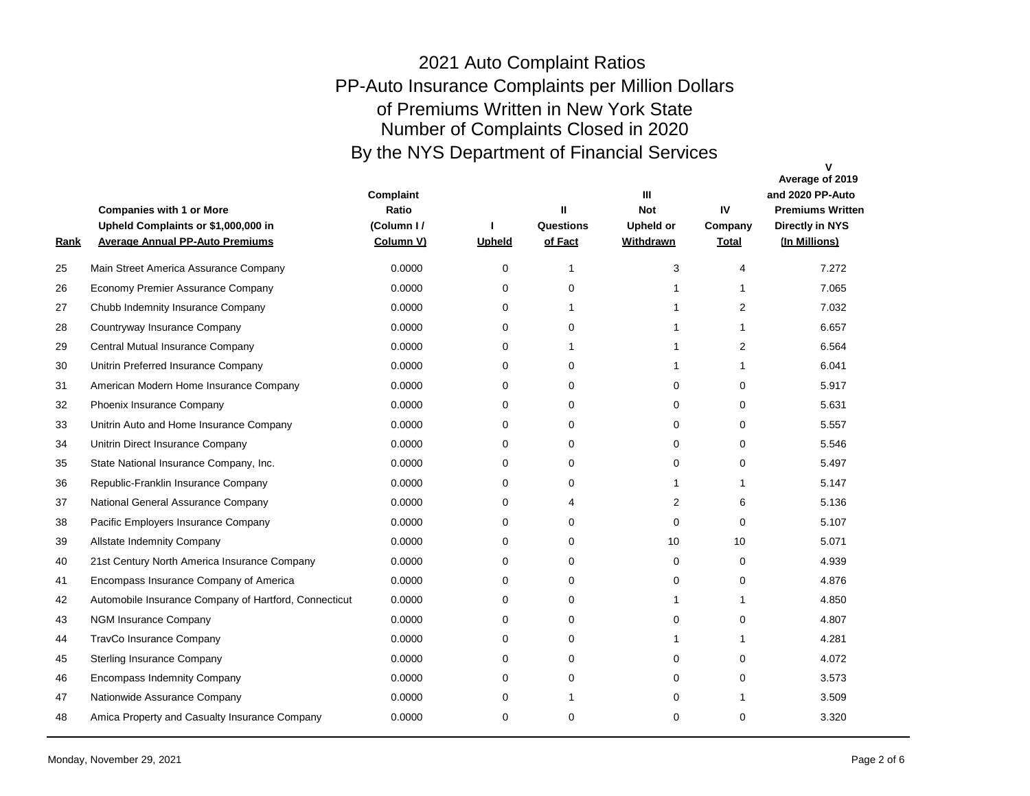# 2021 Auto Complaint Ratios

## PP-Auto Insurance Complaints per Million Dollars of Premiums Written in New York State

## Number of Complaints Closed in 2020

## By the NYS Department of Financial Services

| Rank | Companies with 1 or More Upheld Complaints or $1,000,000 in Average Annual PP-Auto Premiums | Complaint Ratio (Column I / Column V) | I Upheld | II Questions of Fact | III Not Upheld or Withdrawn | IV Company Total | V Average of 2019 and 2020 PP-Auto Premiums Written Directly in NYS (In Millions) |
|---|---|---|---|---|---|---|---|
| 25 | Main Street America Assurance Company | 0.0000 | 0 | 1 | 3 | 4 | 7.272 |
| 26 | Economy Premier Assurance Company | 0.0000 | 0 | 0 | 1 | 1 | 7.065 |
| 27 | Chubb Indemnity Insurance Company | 0.0000 | 0 | 1 | 1 | 2 | 7.032 |
| 28 | Countryway Insurance Company | 0.0000 | 0 | 0 | 1 | 1 | 6.657 |
| 29 | Central Mutual Insurance Company | 0.0000 | 0 | 1 | 1 | 2 | 6.564 |
| 30 | Unitrin Preferred Insurance Company | 0.0000 | 0 | 0 | 1 | 1 | 6.041 |
| 31 | American Modern Home Insurance Company | 0.0000 | 0 | 0 | 0 | 0 | 5.917 |
| 32 | Phoenix Insurance Company | 0.0000 | 0 | 0 | 0 | 0 | 5.631 |
| 33 | Unitrin Auto and Home Insurance Company | 0.0000 | 0 | 0 | 0 | 0 | 5.557 |
| 34 | Unitrin Direct Insurance Company | 0.0000 | 0 | 0 | 0 | 0 | 5.546 |
| 35 | State National Insurance Company, Inc. | 0.0000 | 0 | 0 | 0 | 0 | 5.497 |
| 36 | Republic-Franklin Insurance Company | 0.0000 | 0 | 0 | 1 | 1 | 5.147 |
| 37 | National General Assurance Company | 0.0000 | 0 | 4 | 2 | 6 | 5.136 |
| 38 | Pacific Employers Insurance Company | 0.0000 | 0 | 0 | 0 | 0 | 5.107 |
| 39 | Allstate Indemnity Company | 0.0000 | 0 | 0 | 10 | 10 | 5.071 |
| 40 | 21st Century North America Insurance Company | 0.0000 | 0 | 0 | 0 | 0 | 4.939 |
| 41 | Encompass Insurance Company of America | 0.0000 | 0 | 0 | 0 | 0 | 4.876 |
| 42 | Automobile Insurance Company of Hartford, Connecticut | 0.0000 | 0 | 0 | 1 | 1 | 4.850 |
| 43 | NGM Insurance Company | 0.0000 | 0 | 0 | 0 | 0 | 4.807 |
| 44 | TravCo Insurance Company | 0.0000 | 0 | 0 | 1 | 1 | 4.281 |
| 45 | Sterling Insurance Company | 0.0000 | 0 | 0 | 0 | 0 | 4.072 |
| 46 | Encompass Indemnity Company | 0.0000 | 0 | 0 | 0 | 0 | 3.573 |
| 47 | Nationwide Assurance Company | 0.0000 | 0 | 1 | 0 | 1 | 3.509 |
| 48 | Amica Property and Casualty Insurance Company | 0.0000 | 0 | 0 | 0 | 0 | 3.320 |

Monday, November 29, 2021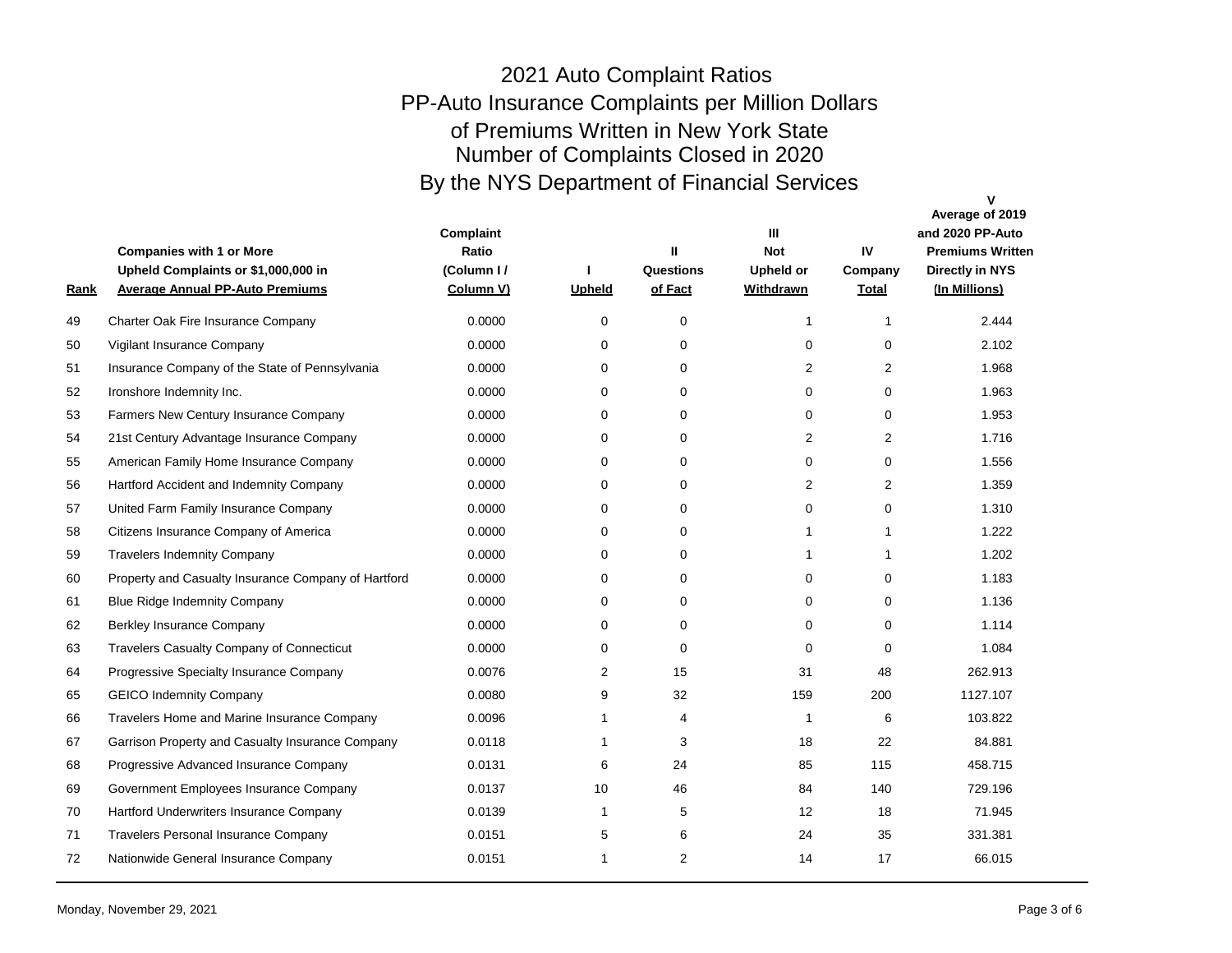# 2021 Auto Complaint Ratios

## PP-Auto Insurance Complaints per Million Dollars of Premiums Written in New York State

## Number of Complaints Closed in 2020

## By the NYS Department of Financial Services

| Rank | Companies with 1 or More Upheld Complaints or $1,000,000 in Average Annual PP-Auto Premiums | Complaint Ratio (Column I / Column V) | I Upheld | II Questions of Fact | III Not Upheld or Withdrawn | IV Company Total | V Average of 2019 and 2020 PP-Auto Premiums Written Directly in NYS (In Millions) |
|---|---|---|---|---|---|---|---|
| 49 | Charter Oak Fire Insurance Company | 0.0000 | 0 | 0 | 1 | 1 | 2.444 |
| 50 | Vigilant Insurance Company | 0.0000 | 0 | 0 | 0 | 0 | 2.102 |
| 51 | Insurance Company of the State of Pennsylvania | 0.0000 | 0 | 0 | 2 | 2 | 1.968 |
| 52 | Ironshore Indemnity Inc. | 0.0000 | 0 | 0 | 0 | 0 | 1.963 |
| 53 | Farmers New Century Insurance Company | 0.0000 | 0 | 0 | 0 | 0 | 1.953 |
| 54 | 21st Century Advantage Insurance Company | 0.0000 | 0 | 0 | 2 | 2 | 1.716 |
| 55 | American Family Home Insurance Company | 0.0000 | 0 | 0 | 0 | 0 | 1.556 |
| 56 | Hartford Accident and Indemnity Company | 0.0000 | 0 | 0 | 2 | 2 | 1.359 |
| 57 | United Farm Family Insurance Company | 0.0000 | 0 | 0 | 0 | 0 | 1.310 |
| 58 | Citizens Insurance Company of America | 0.0000 | 0 | 0 | 1 | 1 | 1.222 |
| 59 | Travelers Indemnity Company | 0.0000 | 0 | 0 | 1 | 1 | 1.202 |
| 60 | Property and Casualty Insurance Company of Hartford | 0.0000 | 0 | 0 | 0 | 0 | 1.183 |
| 61 | Blue Ridge Indemnity Company | 0.0000 | 0 | 0 | 0 | 0 | 1.136 |
| 62 | Berkley Insurance Company | 0.0000 | 0 | 0 | 0 | 0 | 1.114 |
| 63 | Travelers Casualty Company of Connecticut | 0.0000 | 0 | 0 | 0 | 0 | 1.084 |
| 64 | Progressive Specialty Insurance Company | 0.0076 | 2 | 15 | 31 | 48 | 262.913 |
| 65 | GEICO Indemnity Company | 0.0080 | 9 | 32 | 159 | 200 | 1127.107 |
| 66 | Travelers Home and Marine Insurance Company | 0.0096 | 1 | 4 | 1 | 6 | 103.822 |
| 67 | Garrison Property and Casualty Insurance Company | 0.0118 | 1 | 3 | 18 | 22 | 84.881 |
| 68 | Progressive Advanced Insurance Company | 0.0131 | 6 | 24 | 85 | 115 | 458.715 |
| 69 | Government Employees Insurance Company | 0.0137 | 10 | 46 | 84 | 140 | 729.196 |
| 70 | Hartford Underwriters Insurance Company | 0.0139 | 1 | 5 | 12 | 18 | 71.945 |
| 71 | Travelers Personal Insurance Company | 0.0151 | 5 | 6 | 24 | 35 | 331.381 |
| 72 | Nationwide General Insurance Company | 0.0151 | 1 | 2 | 14 | 17 | 66.015 |

Monday, November 29, 2021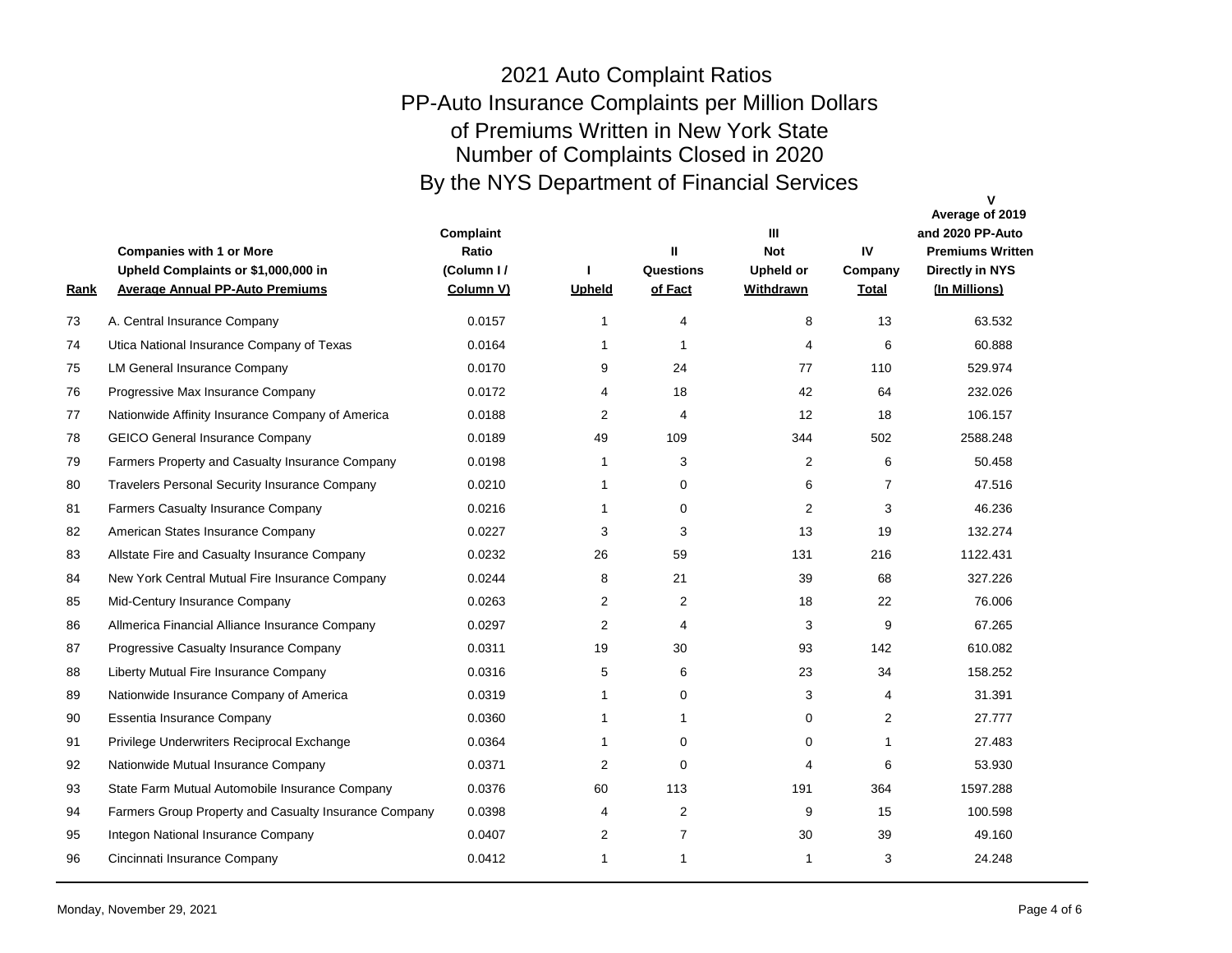# 2021 Auto Complaint Ratios

## PP-Auto Insurance Complaints per Million Dollars of Premiums Written in New York State

## Number of Complaints Closed in 2020

## By the NYS Department of Financial Services

| Rank | Companies with 1 or More Upheld Complaints or $1,000,000 in Average Annual PP-Auto Premiums | Complaint Ratio (Column I / Column V) | I Upheld | II Questions of Fact | III Not Upheld or Withdrawn | IV Company Total | V Average of 2019 and 2020 PP-Auto Premiums Written Directly in NYS (In Millions) |
|---|---|---|---|---|---|---|---|
| 73 | A. Central Insurance Company | 0.0157 | 1 | 4 | 8 | 13 | 63.532 |
| 74 | Utica National Insurance Company of Texas | 0.0164 | 1 | 1 | 4 | 6 | 60.888 |
| 75 | LM General Insurance Company | 0.0170 | 9 | 24 | 77 | 110 | 529.974 |
| 76 | Progressive Max Insurance Company | 0.0172 | 4 | 18 | 42 | 64 | 232.026 |
| 77 | Nationwide Affinity Insurance Company of America | 0.0188 | 2 | 4 | 12 | 18 | 106.157 |
| 78 | GEICO General Insurance Company | 0.0189 | 49 | 109 | 344 | 502 | 2588.248 |
| 79 | Farmers Property and Casualty Insurance Company | 0.0198 | 1 | 3 | 2 | 6 | 50.458 |
| 80 | Travelers Personal Security Insurance Company | 0.0210 | 1 | 0 | 6 | 7 | 47.516 |
| 81 | Farmers Casualty Insurance Company | 0.0216 | 1 | 0 | 2 | 3 | 46.236 |
| 82 | American States Insurance Company | 0.0227 | 3 | 3 | 13 | 19 | 132.274 |
| 83 | Allstate Fire and Casualty Insurance Company | 0.0232 | 26 | 59 | 131 | 216 | 1122.431 |
| 84 | New York Central Mutual Fire Insurance Company | 0.0244 | 8 | 21 | 39 | 68 | 327.226 |
| 85 | Mid-Century Insurance Company | 0.0263 | 2 | 2 | 18 | 22 | 76.006 |
| 86 | Allmerica Financial Alliance Insurance Company | 0.0297 | 2 | 4 | 3 | 9 | 67.265 |
| 87 | Progressive Casualty Insurance Company | 0.0311 | 19 | 30 | 93 | 142 | 610.082 |
| 88 | Liberty Mutual Fire Insurance Company | 0.0316 | 5 | 6 | 23 | 34 | 158.252 |
| 89 | Nationwide Insurance Company of America | 0.0319 | 1 | 0 | 3 | 4 | 31.391 |
| 90 | Essentia Insurance Company | 0.0360 | 1 | 1 | 0 | 2 | 27.777 |
| 91 | Privilege Underwriters Reciprocal Exchange | 0.0364 | 1 | 0 | 0 | 1 | 27.483 |
| 92 | Nationwide Mutual Insurance Company | 0.0371 | 2 | 0 | 4 | 6 | 53.930 |
| 93 | State Farm Mutual Automobile Insurance Company | 0.0376 | 60 | 113 | 191 | 364 | 1597.288 |
| 94 | Farmers Group Property and Casualty Insurance Company | 0.0398 | 4 | 2 | 9 | 15 | 100.598 |
| 95 | Integon National Insurance Company | 0.0407 | 2 | 7 | 30 | 39 | 49.160 |
| 96 | Cincinnati Insurance Company | 0.0412 | 1 | 1 | 1 | 3 | 24.248 |

Monday, November 29, 2021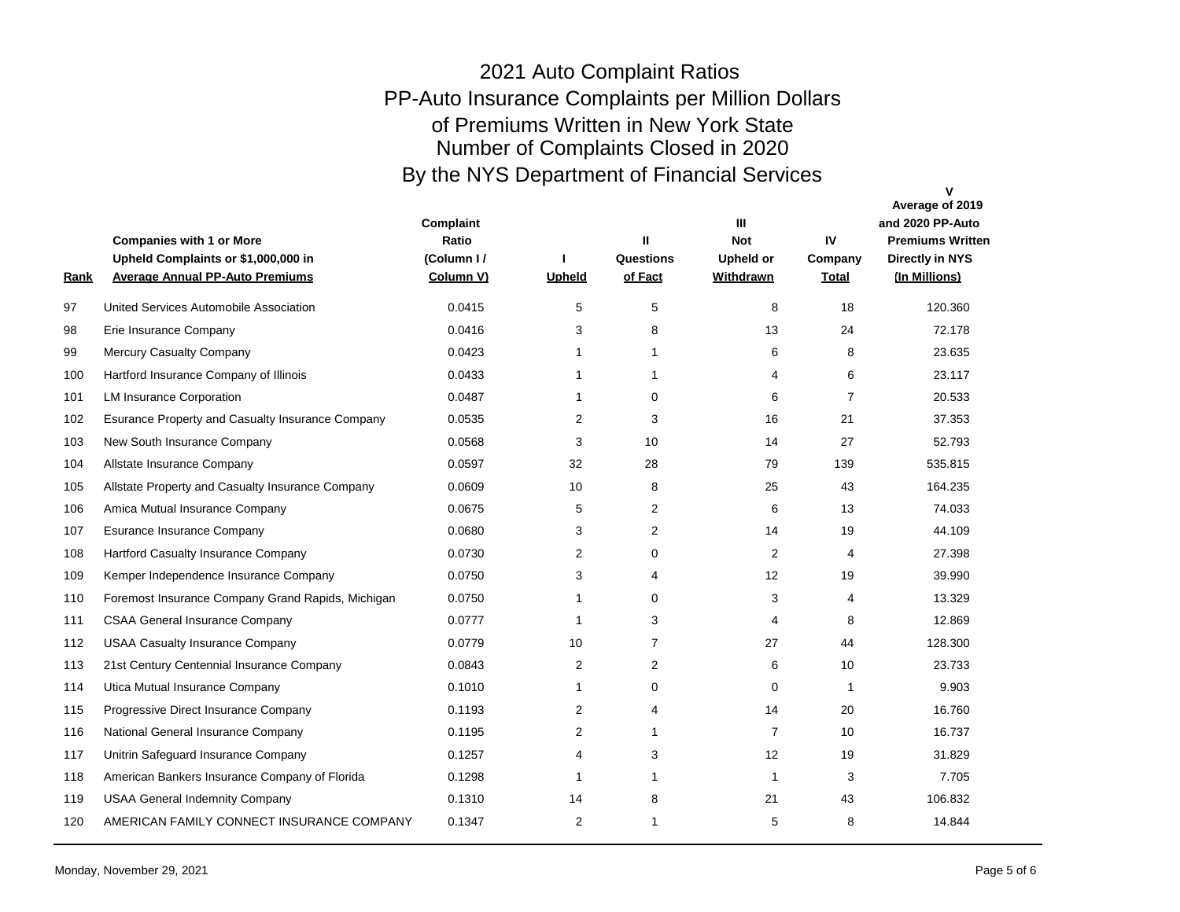# 2021 Auto Complaint Ratios
## PP-Auto Insurance Complaints per Million Dollars of Premiums Written in New York State
## Number of Complaints Closed in 2020
## By the NYS Department of Financial Services

| Rank | Companies with 1 or More Upheld Complaints or $1,000,000 in Average Annual PP-Auto Premiums | Complaint Ratio (Column I / Column V) | I Upheld | II Questions of Fact | III Not Upheld or Withdrawn | IV Company Total | V Average of 2019 and 2020 PP-Auto Premiums Written Directly in NYS (In Millions) |
|---|---|---|---|---|---|---|---|
| 97 | United Services Automobile Association | 0.0415 | 5 | 5 | 8 | 18 | 120.360 |
| 98 | Erie Insurance Company | 0.0416 | 3 | 8 | 13 | 24 | 72.178 |
| 99 | Mercury Casualty Company | 0.0423 | 1 | 1 | 6 | 8 | 23.635 |
| 100 | Hartford Insurance Company of Illinois | 0.0433 | 1 | 1 | 4 | 6 | 23.117 |
| 101 | LM Insurance Corporation | 0.0487 | 1 | 0 | 6 | 7 | 20.533 |
| 102 | Esurance Property and Casualty Insurance Company | 0.0535 | 2 | 3 | 16 | 21 | 37.353 |
| 103 | New South Insurance Company | 0.0568 | 3 | 10 | 14 | 27 | 52.793 |
| 104 | Allstate Insurance Company | 0.0597 | 32 | 28 | 79 | 139 | 535.815 |
| 105 | Allstate Property and Casualty Insurance Company | 0.0609 | 10 | 8 | 25 | 43 | 164.235 |
| 106 | Amica Mutual Insurance Company | 0.0675 | 5 | 2 | 6 | 13 | 74.033 |
| 107 | Esurance Insurance Company | 0.0680 | 3 | 2 | 14 | 19 | 44.109 |
| 108 | Hartford Casualty Insurance Company | 0.0730 | 2 | 0 | 2 | 4 | 27.398 |
| 109 | Kemper Independence Insurance Company | 0.0750 | 3 | 4 | 12 | 19 | 39.990 |
| 110 | Foremost Insurance Company Grand Rapids, Michigan | 0.0750 | 1 | 0 | 3 | 4 | 13.329 |
| 111 | CSAA General Insurance Company | 0.0777 | 1 | 3 | 4 | 8 | 12.869 |
| 112 | USAA Casualty Insurance Company | 0.0779 | 10 | 7 | 27 | 44 | 128.300 |
| 113 | 21st Century Centennial Insurance Company | 0.0843 | 2 | 2 | 6 | 10 | 23.733 |
| 114 | Utica Mutual Insurance Company | 0.1010 | 1 | 0 | 0 | 1 | 9.903 |
| 115 | Progressive Direct Insurance Company | 0.1193 | 2 | 4 | 14 | 20 | 16.760 |
| 116 | National General Insurance Company | 0.1195 | 2 | 1 | 7 | 10 | 16.737 |
| 117 | Unitrin Safeguard Insurance Company | 0.1257 | 4 | 3 | 12 | 19 | 31.829 |
| 118 | American Bankers Insurance Company of Florida | 0.1298 | 1 | 1 | 1 | 3 | 7.705 |
| 119 | USAA General Indemnity Company | 0.1310 | 14 | 8 | 21 | 43 | 106.832 |
| 120 | AMERICAN FAMILY CONNECT INSURANCE COMPANY | 0.1347 | 2 | 1 | 5 | 8 | 14.844 |

Monday, November 29, 2021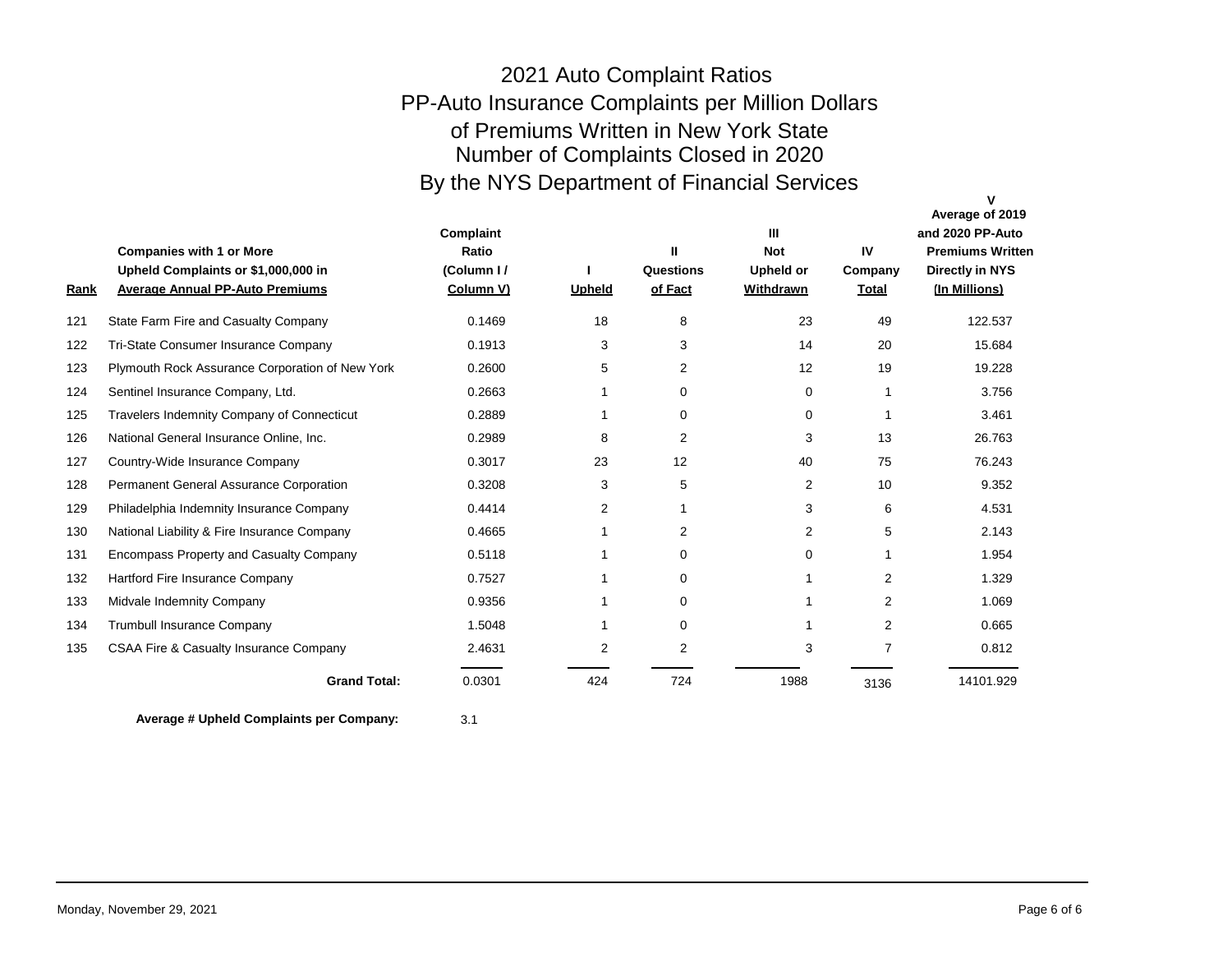# 2021 Auto Complaint Ratios
## PP-Auto Insurance Complaints per Million Dollars of Premiums Written in New York State
## Number of Complaints Closed in 2020
## By the NYS Department of Financial Services

| Rank | Companies with 1 or More Upheld Complaints or $1,000,000 in Average Annual PP-Auto Premiums | Complaint Ratio (Column I / Column V) | I Upheld | II Questions of Fact | III Not Upheld or Withdrawn | IV Company Total | V Average of 2019 and 2020 PP-Auto Premiums Written Directly in NYS (In Millions) |
|---|---|---|---|---|---|---|---|
| 121 | State Farm Fire and Casualty Company | 0.1469 | 18 | 8 | 23 | 49 | 122.537 |
| 122 | Tri-State Consumer Insurance Company | 0.1913 | 3 | 3 | 14 | 20 | 15.684 |
| 123 | Plymouth Rock Assurance Corporation of New York | 0.2600 | 5 | 2 | 12 | 19 | 19.228 |
| 124 | Sentinel Insurance Company, Ltd. | 0.2663 | 1 | 0 | 0 | 1 | 3.756 |
| 125 | Travelers Indemnity Company of Connecticut | 0.2889 | 1 | 0 | 0 | 1 | 3.461 |
| 126 | National General Insurance Online, Inc. | 0.2989 | 8 | 2 | 3 | 13 | 26.763 |
| 127 | Country-Wide Insurance Company | 0.3017 | 23 | 12 | 40 | 75 | 76.243 |
| 128 | Permanent General Assurance Corporation | 0.3208 | 3 | 5 | 2 | 10 | 9.352 |
| 129 | Philadelphia Indemnity Insurance Company | 0.4414 | 2 | 1 | 3 | 6 | 4.531 |
| 130 | National Liability & Fire Insurance Company | 0.4665 | 1 | 2 | 2 | 5 | 2.143 |
| 131 | Encompass Property and Casualty Company | 0.5118 | 1 | 0 | 0 | 1 | 1.954 |
| 132 | Hartford Fire Insurance Company | 0.7527 | 1 | 0 | 1 | 2 | 1.329 |
| 133 | Midvale Indemnity Company | 0.9356 | 1 | 0 | 1 | 2 | 1.069 |
| 134 | Trumbull Insurance Company | 1.5048 | 1 | 0 | 1 | 2 | 0.665 |
| 135 | CSAA Fire & Casualty Insurance Company | 2.4631 | 2 | 2 | 3 | 7 | 0.812 |
| | **Grand Total:** | 0.0301 | 424 | 724 | 1988 | 3136 | 14101.929 |

**Average # Upheld Complaints per Company:** 3.1

Monday, November 29, 2021